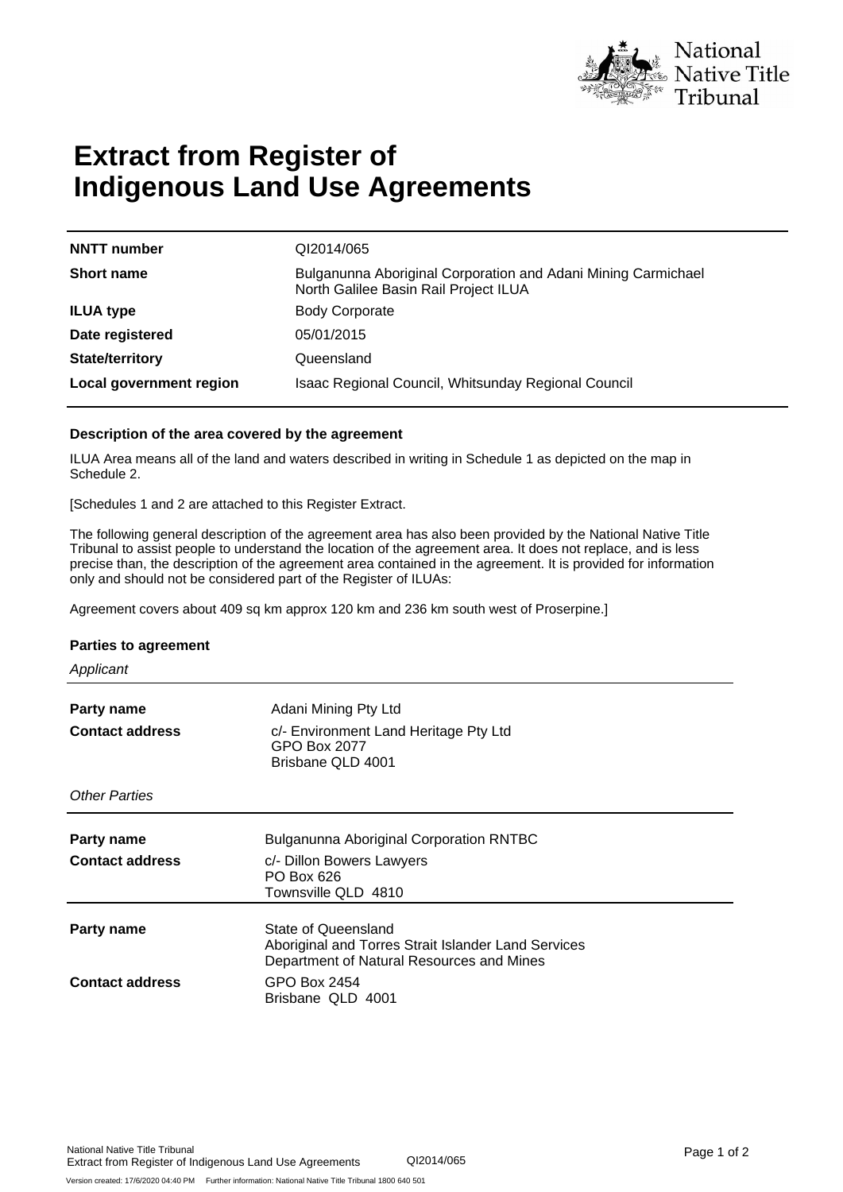# Extract from Register of Indigenous Land Use Agreements

| | |
|---|---|
| **NNTT number** | QI2014/065 |
| **Short name** | Bulganunna Aboriginal Corporation and Adani Mining Carmichael North Galilee Basin Rail Project ILUA |
| **ILUA type** | Body Corporate |
| **Date registered** | 05/01/2015 |
| **State/territory** | Queensland |
| **Local government region** | Isaac Regional Council, Whitsunday Regional Council |

### Description of the area covered by the agreement

ILUA Area means all of the land and waters described in writing in Schedule 1 as depicted on the map in Schedule 2.

[Schedules 1 and 2 are attached to this Register Extract.

The following general description of the agreement area has also been provided by the National Native Title Tribunal to assist people to understand the location of the agreement area. It does not replace, and is less precise than, the description of the agreement area contained in the agreement. It is provided for information only and should not be considered part of the Register of ILUAs:

Agreement covers about 409 sq km approx 120 km and 236 km south west of Proserpine.]

### Parties to agreement

*Applicant*

| | |
|---|---|
| **Party name** | Adani Mining Pty Ltd |
| **Contact address** | c/- Environment Land Heritage Pty Ltd<br>GPO Box 2077<br>Brisbane QLD 4001 |

*Other Parties*

| | |
|---|---|
| **Party name** | Bulganunna Aboriginal Corporation RNTBC |
| **Contact address** | c/- Dillon Bowers Lawyers<br>PO Box 626<br>Townsville QLD 4810 |

| | |
|---|---|
| **Party name** | State of Queensland<br>Aboriginal and Torres Strait Islander Land Services<br>Department of Natural Resources and Mines |
| **Contact address** | GPO Box 2454<br>Brisbane QLD 4001 |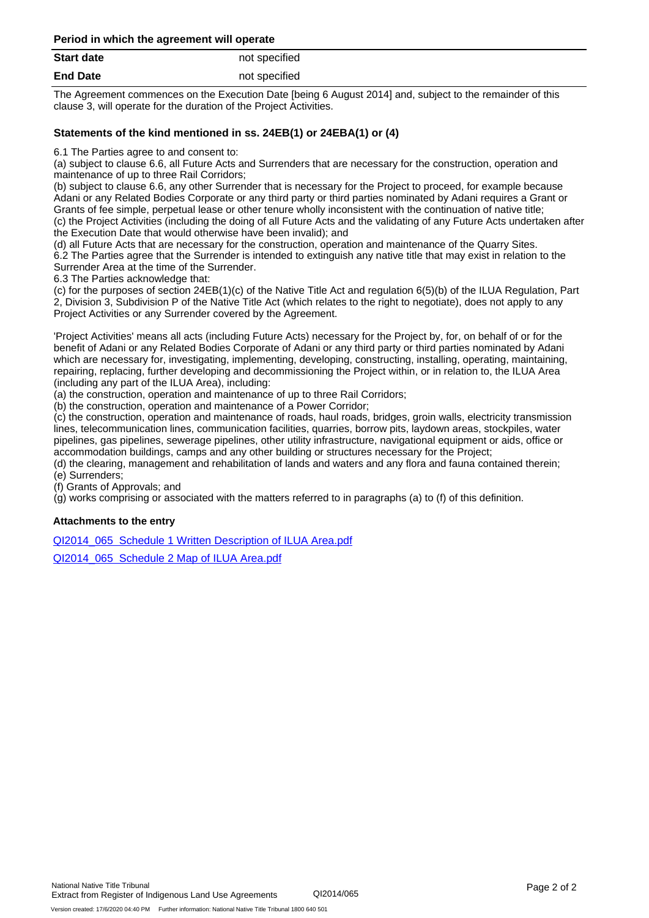**Period in which the agreement will operate**

| | |
|---|---|
| **Start date** | not specified |
| **End Date** | not specified |

The Agreement commences on the Execution Date [being 6 August 2014] and, subject to the remainder of this clause 3, will operate for the duration of the Project Activities.

**Statements of the kind mentioned in ss. 24EB(1) or 24EBA(1) or (4)**

6.1 The Parties agree to and consent to:
(a) subject to clause 6.6, all Future Acts and Surrenders that are necessary for the construction, operation and maintenance of up to three Rail Corridors;
(b) subject to clause 6.6, any other Surrender that is necessary for the Project to proceed, for example because Adani or any Related Bodies Corporate or any third party or third parties nominated by Adani requires a Grant or Grants of fee simple, perpetual lease or other tenure wholly inconsistent with the continuation of native title;
(c) the Project Activities (including the doing of all Future Acts and the validating of any Future Acts undertaken after the Execution Date that would otherwise have been invalid); and
(d) all Future Acts that are necessary for the construction, operation and maintenance of the Quarry Sites.
6.2 The Parties agree that the Surrender is intended to extinguish any native title that may exist in relation to the Surrender Area at the time of the Surrender.
6.3 The Parties acknowledge that:
(c) for the purposes of section 24EB(1)(c) of the Native Title Act and regulation 6(5)(b) of the ILUA Regulation, Part 2, Division 3, Subdivision P of the Native Title Act (which relates to the right to negotiate), does not apply to any Project Activities or any Surrender covered by the Agreement.

'Project Activities' means all acts (including Future Acts) necessary for the Project by, for, on behalf of or for the benefit of Adani or any Related Bodies Corporate of Adani or any third party or third parties nominated by Adani which are necessary for, investigating, implementing, developing, constructing, installing, operating, maintaining, repairing, replacing, further developing and decommissioning the Project within, or in relation to, the ILUA Area (including any part of the ILUA Area), including:
(a) the construction, operation and maintenance of up to three Rail Corridors;
(b) the construction, operation and maintenance of a Power Corridor;
(c) the construction, operation and maintenance of roads, haul roads, bridges, groin walls, electricity transmission lines, telecommunication lines, communication facilities, quarries, borrow pits, laydown areas, stockpiles, water pipelines, gas pipelines, sewerage pipelines, other utility infrastructure, navigational equipment or aids, office or accommodation buildings, camps and any other building or structures necessary for the Project;
(d) the clearing, management and rehabilitation of lands and waters and any flora and fauna contained therein;
(e) Surrenders;
(f) Grants of Approvals; and
(g) works comprising or associated with the matters referred to in paragraphs (a) to (f) of this definition.

**Attachments to the entry**

QI2014_065_Schedule 1 Written Description of ILUA Area.pdf

QI2014_065_Schedule 2 Map of ILUA Area.pdf